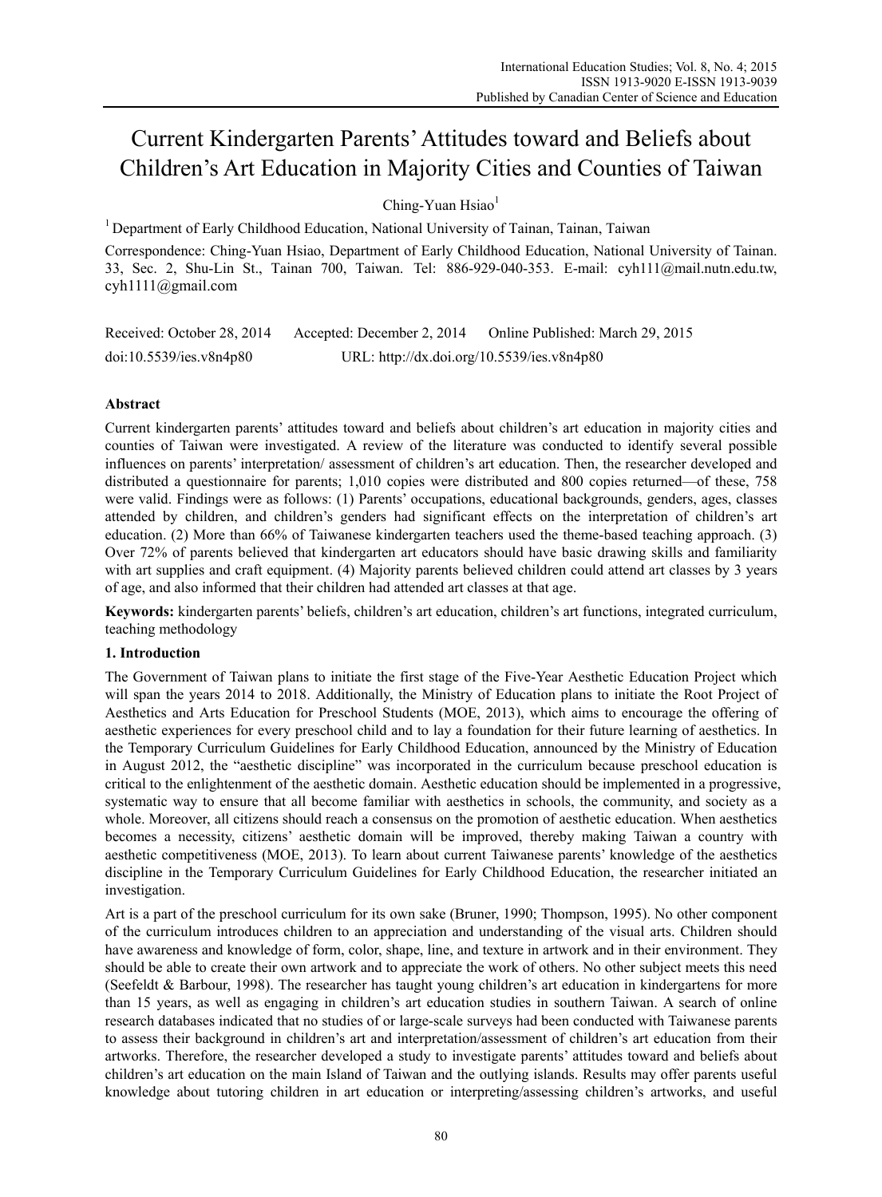# Current Kindergarten Parents' Attitudes toward and Beliefs about Children's Art Education in Majority Cities and Counties of Taiwan

Ching-Yuan Hsiao[1]

[1] Department of Early Childhood Education, National University of Tainan, Tainan, Taiwan

Correspondence: Ching-Yuan Hsiao, Department of Early Childhood Education, National University of Tainan. 33, Sec. 2, Shu-Lin St., Tainan 700, Taiwan. Tel: 886-929-040-353. E-mail: cyh111@mail.nutn.edu.tw, cyh1111@gmail.com

Received: October 28, 2014 Accepted: December 2, 2014 Online Published: March 29, 2015

doi:10.5539/ies.v8n4p80 URL: http://dx.doi.org/10.5539/ies.v8n4p80

## Abstract

Current kindergarten parents' attitudes toward and beliefs about children's art education in majority cities and counties of Taiwan were investigated. A review of the literature was conducted to identify several possible influences on parents' interpretation/ assessment of children's art education. Then, the researcher developed and distributed a questionnaire for parents; 1,010 copies were distributed and 800 copies returned—of these, 758 were valid. Findings were as follows: (1) Parents' occupations, educational backgrounds, genders, ages, classes attended by children, and children's genders had significant effects on the interpretation of children's art education. (2) More than 66% of Taiwanese kindergarten teachers used the theme-based teaching approach. (3) Over 72% of parents believed that kindergarten art educators should have basic drawing skills and familiarity with art supplies and craft equipment. (4) Majority parents believed children could attend art classes by 3 years of age, and also informed that their children had attended art classes at that age.

**Keywords:** kindergarten parents' beliefs, children's art education, children's art functions, integrated curriculum, teaching methodology

## 1. Introduction

The Government of Taiwan plans to initiate the first stage of the Five-Year Aesthetic Education Project which will span the years 2014 to 2018. Additionally, the Ministry of Education plans to initiate the Root Project of Aesthetics and Arts Education for Preschool Students (MOE, 2013), which aims to encourage the offering of aesthetic experiences for every preschool child and to lay a foundation for their future learning of aesthetics. In the Temporary Curriculum Guidelines for Early Childhood Education, announced by the Ministry of Education in August 2012, the "aesthetic discipline" was incorporated in the curriculum because preschool education is critical to the enlightenment of the aesthetic domain. Aesthetic education should be implemented in a progressive, systematic way to ensure that all become familiar with aesthetics in schools, the community, and society as a whole. Moreover, all citizens should reach a consensus on the promotion of aesthetic education. When aesthetics becomes a necessity, citizens' aesthetic domain will be improved, thereby making Taiwan a country with aesthetic competitiveness (MOE, 2013). To learn about current Taiwanese parents' knowledge of the aesthetics discipline in the Temporary Curriculum Guidelines for Early Childhood Education, the researcher initiated an investigation.

Art is a part of the preschool curriculum for its own sake (Bruner, 1990; Thompson, 1995). No other component of the curriculum introduces children to an appreciation and understanding of the visual arts. Children should have awareness and knowledge of form, color, shape, line, and texture in artwork and in their environment. They should be able to create their own artwork and to appreciate the work of others. No other subject meets this need (Seefeldt & Barbour, 1998). The researcher has taught young children's art education in kindergartens for more than 15 years, as well as engaging in children's art education studies in southern Taiwan. A search of online research databases indicated that no studies of or large-scale surveys had been conducted with Taiwanese parents to assess their background in children's art and interpretation/assessment of children's art education from their artworks. Therefore, the researcher developed a study to investigate parents' attitudes toward and beliefs about children's art education on the main Island of Taiwan and the outlying islands. Results may offer parents useful knowledge about tutoring children in art education or interpreting/assessing children's artworks, and useful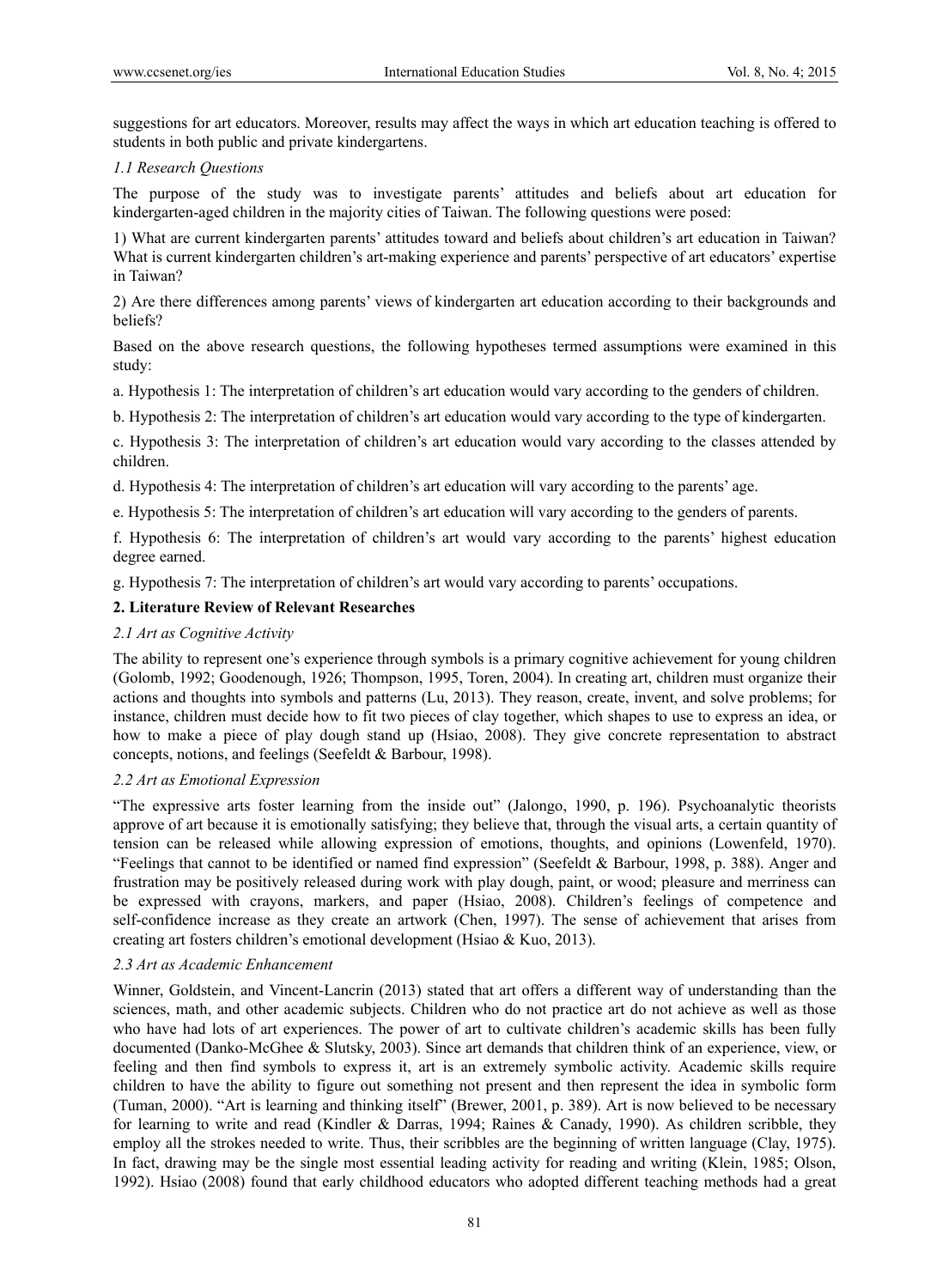suggestions for art educators. Moreover, results may affect the ways in which art education teaching is offered to students in both public and private kindergartens.

### *1.1 Research Questions*

The purpose of the study was to investigate parents' attitudes and beliefs about art education for kindergarten-aged children in the majority cities of Taiwan. The following questions were posed:

1) What are current kindergarten parents' attitudes toward and beliefs about children's art education in Taiwan? What is current kindergarten children's art-making experience and parents' perspective of art educators' expertise in Taiwan?

2) Are there differences among parents' views of kindergarten art education according to their backgrounds and beliefs?

Based on the above research questions, the following hypotheses termed assumptions were examined in this study:

a. Hypothesis 1: The interpretation of children's art education would vary according to the genders of children.

b. Hypothesis 2: The interpretation of children's art education would vary according to the type of kindergarten.

c. Hypothesis 3: The interpretation of children's art education would vary according to the classes attended by children.

d. Hypothesis 4: The interpretation of children's art education will vary according to the parents' age.

e. Hypothesis 5: The interpretation of children's art education will vary according to the genders of parents.

f. Hypothesis 6: The interpretation of children's art would vary according to the parents' highest education degree earned.

g. Hypothesis 7: The interpretation of children's art would vary according to parents' occupations.

## 2. Literature Review of Relevant Researches

### *2.1 Art as Cognitive Activity*

The ability to represent one's experience through symbols is a primary cognitive achievement for young children (Golomb, 1992; Goodenough, 1926; Thompson, 1995, Toren, 2004). In creating art, children must organize their actions and thoughts into symbols and patterns (Lu, 2013). They reason, create, invent, and solve problems; for instance, children must decide how to fit two pieces of clay together, which shapes to use to express an idea, or how to make a piece of play dough stand up (Hsiao, 2008). They give concrete representation to abstract concepts, notions, and feelings (Seefeldt & Barbour, 1998).

### *2.2 Art as Emotional Expression*

"The expressive arts foster learning from the inside out" (Jalongo, 1990, p. 196). Psychoanalytic theorists approve of art because it is emotionally satisfying; they believe that, through the visual arts, a certain quantity of tension can be released while allowing expression of emotions, thoughts, and opinions (Lowenfeld, 1970). "Feelings that cannot to be identified or named find expression" (Seefeldt & Barbour, 1998, p. 388). Anger and frustration may be positively released during work with play dough, paint, or wood; pleasure and merriness can be expressed with crayons, markers, and paper (Hsiao, 2008). Children's feelings of competence and self-confidence increase as they create an artwork (Chen, 1997). The sense of achievement that arises from creating art fosters children's emotional development (Hsiao & Kuo, 2013).

### *2.3 Art as Academic Enhancement*

Winner, Goldstein, and Vincent-Lancrin (2013) stated that art offers a different way of understanding than the sciences, math, and other academic subjects. Children who do not practice art do not achieve as well as those who have had lots of art experiences. The power of art to cultivate children's academic skills has been fully documented (Danko-McGhee & Slutsky, 2003). Since art demands that children think of an experience, view, or feeling and then find symbols to express it, art is an extremely symbolic activity. Academic skills require children to have the ability to figure out something not present and then represent the idea in symbolic form (Tuman, 2000). "Art is learning and thinking itself" (Brewer, 2001, p. 389). Art is now believed to be necessary for learning to write and read (Kindler & Darras, 1994; Raines & Canady, 1990). As children scribble, they employ all the strokes needed to write. Thus, their scribbles are the beginning of written language (Clay, 1975). In fact, drawing may be the single most essential leading activity for reading and writing (Klein, 1985; Olson, 1992). Hsiao (2008) found that early childhood educators who adopted different teaching methods had a great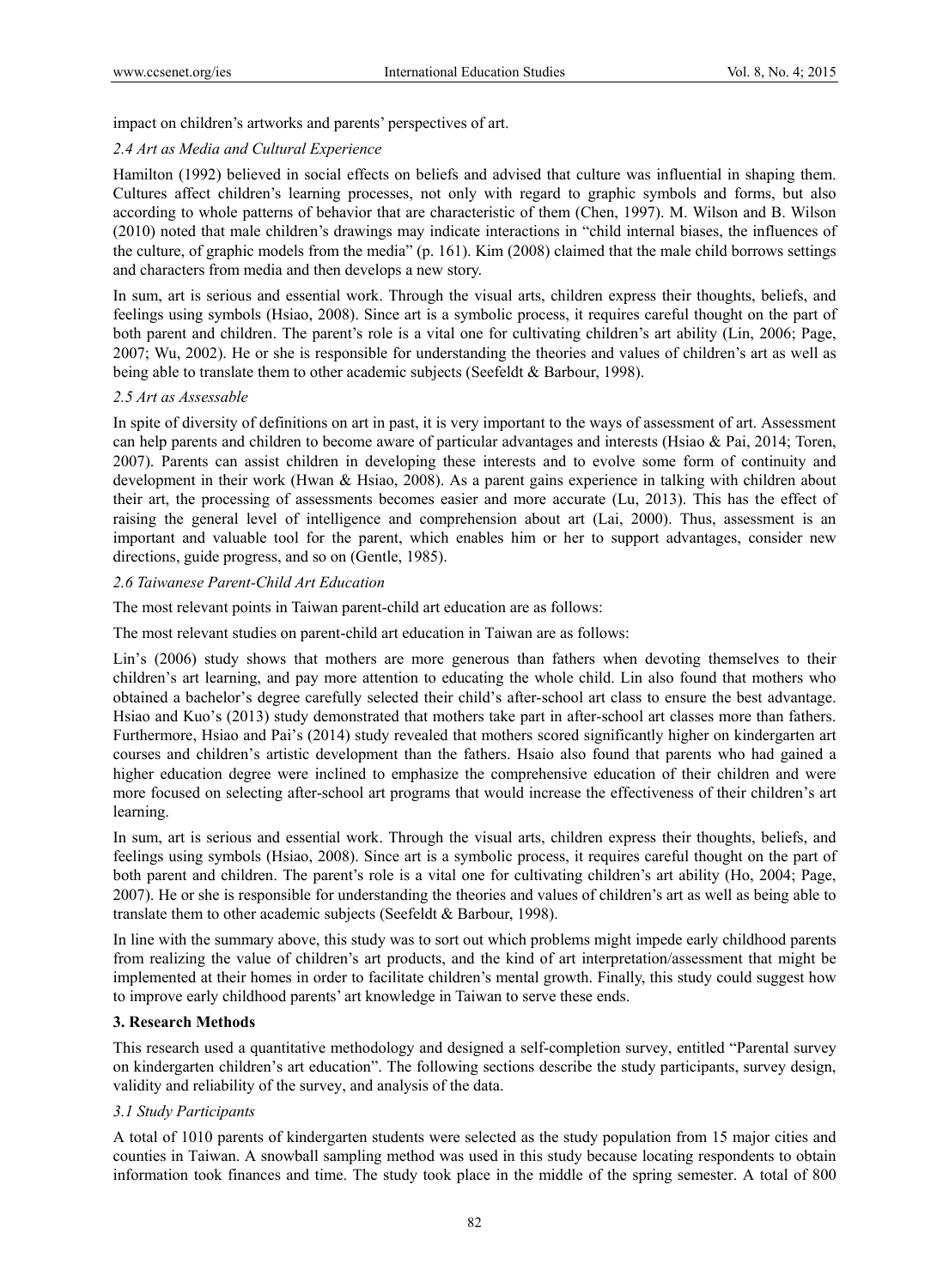impact on children's artworks and parents' perspectives of art.

### *2.4 Art as Media and Cultural Experience*

Hamilton (1992) believed in social effects on beliefs and advised that culture was influential in shaping them. Cultures affect children's learning processes, not only with regard to graphic symbols and forms, but also according to whole patterns of behavior that are characteristic of them (Chen, 1997). M. Wilson and B. Wilson (2010) noted that male children's drawings may indicate interactions in "child internal biases, the influences of the culture, of graphic models from the media" (p. 161). Kim (2008) claimed that the male child borrows settings and characters from media and then develops a new story.

In sum, art is serious and essential work. Through the visual arts, children express their thoughts, beliefs, and feelings using symbols (Hsiao, 2008). Since art is a symbolic process, it requires careful thought on the part of both parent and children. The parent's role is a vital one for cultivating children's art ability (Lin, 2006; Page, 2007; Wu, 2002). He or she is responsible for understanding the theories and values of children's art as well as being able to translate them to other academic subjects (Seefeldt & Barbour, 1998).

### *2.5 Art as Assessable*

In spite of diversity of definitions on art in past, it is very important to the ways of assessment of art. Assessment can help parents and children to become aware of particular advantages and interests (Hsiao & Pai, 2014; Toren, 2007). Parents can assist children in developing these interests and to evolve some form of continuity and development in their work (Hwan & Hsiao, 2008). As a parent gains experience in talking with children about their art, the processing of assessments becomes easier and more accurate (Lu, 2013). This has the effect of raising the general level of intelligence and comprehension about art (Lai, 2000). Thus, assessment is an important and valuable tool for the parent, which enables him or her to support advantages, consider new directions, guide progress, and so on (Gentle, 1985).

### *2.6 Taiwanese Parent-Child Art Education*

The most relevant points in Taiwan parent-child art education are as follows:

The most relevant studies on parent-child art education in Taiwan are as follows:

Lin's (2006) study shows that mothers are more generous than fathers when devoting themselves to their children's art learning, and pay more attention to educating the whole child. Lin also found that mothers who obtained a bachelor's degree carefully selected their child's after-school art class to ensure the best advantage. Hsiao and Kuo's (2013) study demonstrated that mothers take part in after-school art classes more than fathers. Furthermore, Hsiao and Pai's (2014) study revealed that mothers scored significantly higher on kindergarten art courses and children's artistic development than the fathers. Hsaio also found that parents who had gained a higher education degree were inclined to emphasize the comprehensive education of their children and were more focused on selecting after-school art programs that would increase the effectiveness of their children's art learning.

In sum, art is serious and essential work. Through the visual arts, children express their thoughts, beliefs, and feelings using symbols (Hsiao, 2008). Since art is a symbolic process, it requires careful thought on the part of both parent and children. The parent's role is a vital one for cultivating children's art ability (Ho, 2004; Page, 2007). He or she is responsible for understanding the theories and values of children's art as well as being able to translate them to other academic subjects (Seefeldt & Barbour, 1998).

In line with the summary above, this study was to sort out which problems might impede early childhood parents from realizing the value of children's art products, and the kind of art interpretation/assessment that might be implemented at their homes in order to facilitate children's mental growth. Finally, this study could suggest how to improve early childhood parents' art knowledge in Taiwan to serve these ends.

## 3. Research Methods

This research used a quantitative methodology and designed a self-completion survey, entitled "Parental survey on kindergarten children's art education". The following sections describe the study participants, survey design, validity and reliability of the survey, and analysis of the data.

### *3.1 Study Participants*

A total of 1010 parents of kindergarten students were selected as the study population from 15 major cities and counties in Taiwan. A snowball sampling method was used in this study because locating respondents to obtain information took finances and time. The study took place in the middle of the spring semester. A total of 800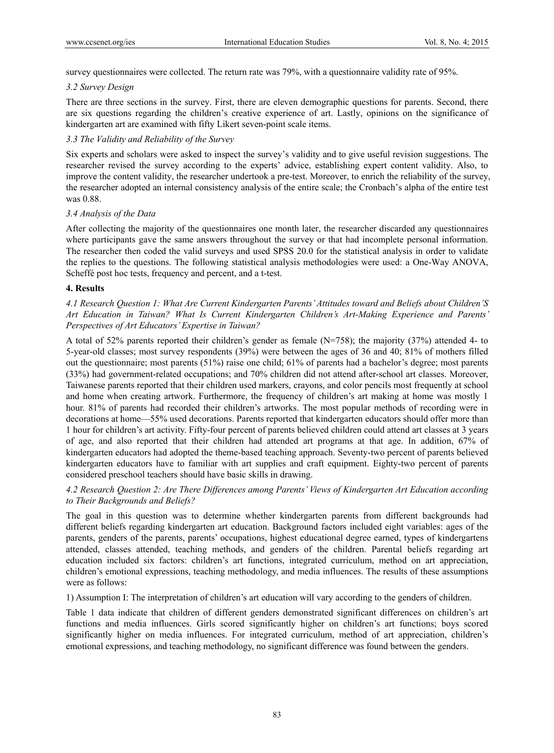survey questionnaires were collected. The return rate was 79%, with a questionnaire validity rate of 95%.

### *3.2 Survey Design*

There are three sections in the survey. First, there are eleven demographic questions for parents. Second, there are six questions regarding the children's creative experience of art. Lastly, opinions on the significance of kindergarten art are examined with fifty Likert seven-point scale items.

### *3.3 The Validity and Reliability of the Survey*

Six experts and scholars were asked to inspect the survey's validity and to give useful revision suggestions. The researcher revised the survey according to the experts' advice, establishing expert content validity. Also, to improve the content validity, the researcher undertook a pre-test. Moreover, to enrich the reliability of the survey, the researcher adopted an internal consistency analysis of the entire scale; the Cronbach's alpha of the entire test was 0.88.

### *3.4 Analysis of the Data*

After collecting the majority of the questionnaires one month later, the researcher discarded any questionnaires where participants gave the same answers throughout the survey or that had incomplete personal information. The researcher then coded the valid surveys and used SPSS 20.0 for the statistical analysis in order to validate the replies to the questions. The following statistical analysis methodologies were used: a One-Way ANOVA, Scheffé post hoc tests, frequency and percent, and a t-test.

## **4. Results**

### *4.1 Research Question 1: What Are Current Kindergarten Parents' Attitudes toward and Beliefs about Children'S Art Education in Taiwan? What Is Current Kindergarten Children's Art-Making Experience and Parents' Perspectives of Art Educators' Expertise in Taiwan?*

A total of 52% parents reported their children's gender as female (N=758); the majority (37%) attended 4- to 5-year-old classes; most survey respondents (39%) were between the ages of 36 and 40; 81% of mothers filled out the questionnaire; most parents (51%) raise one child; 61% of parents had a bachelor's degree; most parents (33%) had government-related occupations; and 70% children did not attend after-school art classes. Moreover, Taiwanese parents reported that their children used markers, crayons, and color pencils most frequently at school and home when creating artwork. Furthermore, the frequency of children's art making at home was mostly 1 hour. 81% of parents had recorded their children's artworks. The most popular methods of recording were in decorations at home—55% used decorations. Parents reported that kindergarten educators should offer more than 1 hour for children's art activity. Fifty-four percent of parents believed children could attend art classes at 3 years of age, and also reported that their children had attended art programs at that age. In addition, 67% of kindergarten educators had adopted the theme-based teaching approach. Seventy-two percent of parents believed kindergarten educators have to familiar with art supplies and craft equipment. Eighty-two percent of parents considered preschool teachers should have basic skills in drawing.

### *4.2 Research Question 2: Are There Differences among Parents' Views of Kindergarten Art Education according to Their Backgrounds and Beliefs?*

The goal in this question was to determine whether kindergarten parents from different backgrounds had different beliefs regarding kindergarten art education. Background factors included eight variables: ages of the parents, genders of the parents, parents' occupations, highest educational degree earned, types of kindergartens attended, classes attended, teaching methods, and genders of the children. Parental beliefs regarding art education included six factors: children's art functions, integrated curriculum, method on art appreciation, children's emotional expressions, teaching methodology, and media influences. The results of these assumptions were as follows:

1) Assumption I: The interpretation of children's art education will vary according to the genders of children.

Table 1 data indicate that children of different genders demonstrated significant differences on children's art functions and media influences. Girls scored significantly higher on children's art functions; boys scored significantly higher on media influences. For integrated curriculum, method of art appreciation, children's emotional expressions, and teaching methodology, no significant difference was found between the genders.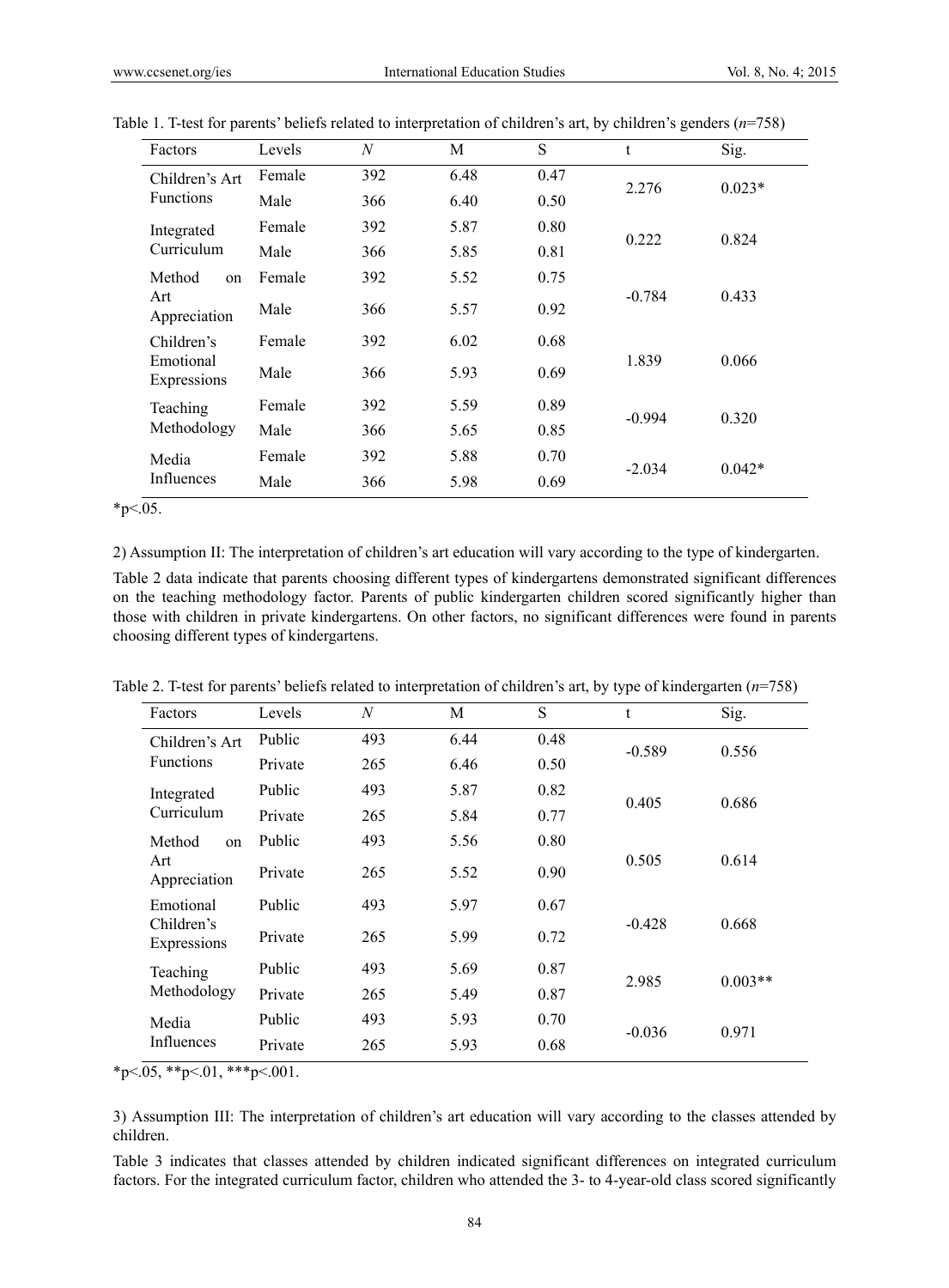Table 1. T-test for parents' beliefs related to interpretation of children's art, by children's genders (*n*=758)

| Factors | Levels | *N* | M | S | t | Sig. |
|---|---|---|---|---|---|---|
| Children's Art Functions | Female | 392 | 6.48 | 0.47 | 2.276 | 0.023* |
| | Male | 366 | 6.40 | 0.50 | | |
| Integrated Curriculum | Female | 392 | 5.87 | 0.80 | 0.222 | 0.824 |
| | Male | 366 | 5.85 | 0.81 | | |
| Method on Art Appreciation | Female | 392 | 5.52 | 0.75 | -0.784 | 0.433 |
| | Male | 366 | 5.57 | 0.92 | | |
| Children's Emotional Expressions | Female | 392 | 6.02 | 0.68 | 1.839 | 0.066 |
| | Male | 366 | 5.93 | 0.69 | | |
| Teaching Methodology | Female | 392 | 5.59 | 0.89 | -0.994 | 0.320 |
| | Male | 366 | 5.65 | 0.85 | | |
| Media Influences | Female | 392 | 5.88 | 0.70 | -2.034 | 0.042* |
| | Male | 366 | 5.98 | 0.69 | | |

*p<.05.

2) Assumption II: The interpretation of children's art education will vary according to the type of kindergarten.

Table 2 data indicate that parents choosing different types of kindergartens demonstrated significant differences on the teaching methodology factor. Parents of public kindergarten children scored significantly higher than those with children in private kindergartens. On other factors, no significant differences were found in parents choosing different types of kindergartens.

Table 2. T-test for parents' beliefs related to interpretation of children's art, by type of kindergarten (*n*=758)

| Factors | Levels | *N* | M | S | t | Sig. |
|---|---|---|---|---|---|---|
| Children's Art Functions | Public | 493 | 6.44 | 0.48 | -0.589 | 0.556 |
| | Private | 265 | 6.46 | 0.50 | | |
| Integrated Curriculum | Public | 493 | 5.87 | 0.82 | 0.405 | 0.686 |
| | Private | 265 | 5.84 | 0.77 | | |
| Method on Art Appreciation | Public | 493 | 5.56 | 0.80 | 0.505 | 0.614 |
| | Private | 265 | 5.52 | 0.90 | | |
| Emotional Children's Expressions | Public | 493 | 5.97 | 0.67 | -0.428 | 0.668 |
| | Private | 265 | 5.99 | 0.72 | | |
| Teaching Methodology | Public | 493 | 5.69 | 0.87 | 2.985 | 0.003** |
| | Private | 265 | 5.49 | 0.87 | | |
| Media Influences | Public | 493 | 5.93 | 0.70 | -0.036 | 0.971 |
| | Private | 265 | 5.93 | 0.68 | | |

*p<.05, **p<.01, ***p<.001.

3) Assumption III: The interpretation of children's art education will vary according to the classes attended by children.

Table 3 indicates that classes attended by children indicated significant differences on integrated curriculum factors. For the integrated curriculum factor, children who attended the 3- to 4-year-old class scored significantly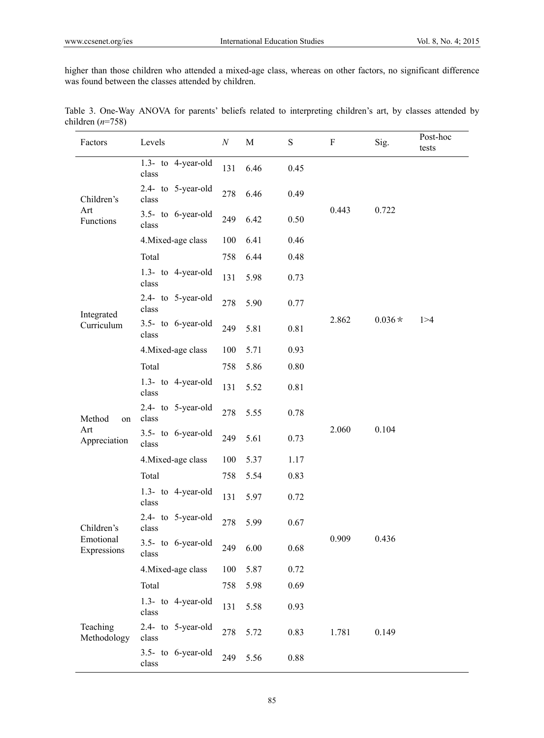higher than those children who attended a mixed-age class, whereas on other factors, no significant difference was found between the classes attended by children.

Table 3. One-Way ANOVA for parents' beliefs related to interpreting children's art, by classes attended by children ($n$=758)

| Factors | Levels | $N$ | M | S | F | Sig. | Post-hoc tests |
|---|---|---|---|---|---|---|---|
| Children's Art Functions | 1.3- to 4-year-old class | 131 | 6.46 | 0.45 | 0.443 | 0.722 | |
| | 2.4- to 5-year-old class | 278 | 6.46 | 0.49 | | | |
| | 3.5- to 6-year-old class | 249 | 6.42 | 0.50 | | | |
| | 4.Mixed-age class | 100 | 6.41 | 0.46 | | | |
| | Total | 758 | 6.44 | 0.48 | | | |
| Integrated Curriculum | 1.3- to 4-year-old class | 131 | 5.98 | 0.73 | 2.862 | 0.036* | 1>4 |
| | 2.4- to 5-year-old class | 278 | 5.90 | 0.77 | | | |
| | 3.5- to 6-year-old class | 249 | 5.81 | 0.81 | | | |
| | 4.Mixed-age class | 100 | 5.71 | 0.93 | | | |
| | Total | 758 | 5.86 | 0.80 | | | |
| Method on Art Appreciation | 1.3- to 4-year-old class | 131 | 5.52 | 0.81 | 2.060 | 0.104 | |
| | 2.4- to 5-year-old class | 278 | 5.55 | 0.78 | | | |
| | 3.5- to 6-year-old class | 249 | 5.61 | 0.73 | | | |
| | 4.Mixed-age class | 100 | 5.37 | 1.17 | | | |
| | Total | 758 | 5.54 | 0.83 | | | |
| Children's Emotional Expressions | 1.3- to 4-year-old class | 131 | 5.97 | 0.72 | 0.909 | 0.436 | |
| | 2.4- to 5-year-old class | 278 | 5.99 | 0.67 | | | |
| | 3.5- to 6-year-old class | 249 | 6.00 | 0.68 | | | |
| | 4.Mixed-age class | 100 | 5.87 | 0.72 | | | |
| | Total | 758 | 5.98 | 0.69 | | | |
| Teaching Methodology | 1.3- to 4-year-old class | 131 | 5.58 | 0.93 | 1.781 | 0.149 | |
| | 2.4- to 5-year-old class | 278 | 5.72 | 0.83 | | | |
| | 3.5- to 6-year-old class | 249 | 5.56 | 0.88 | | | |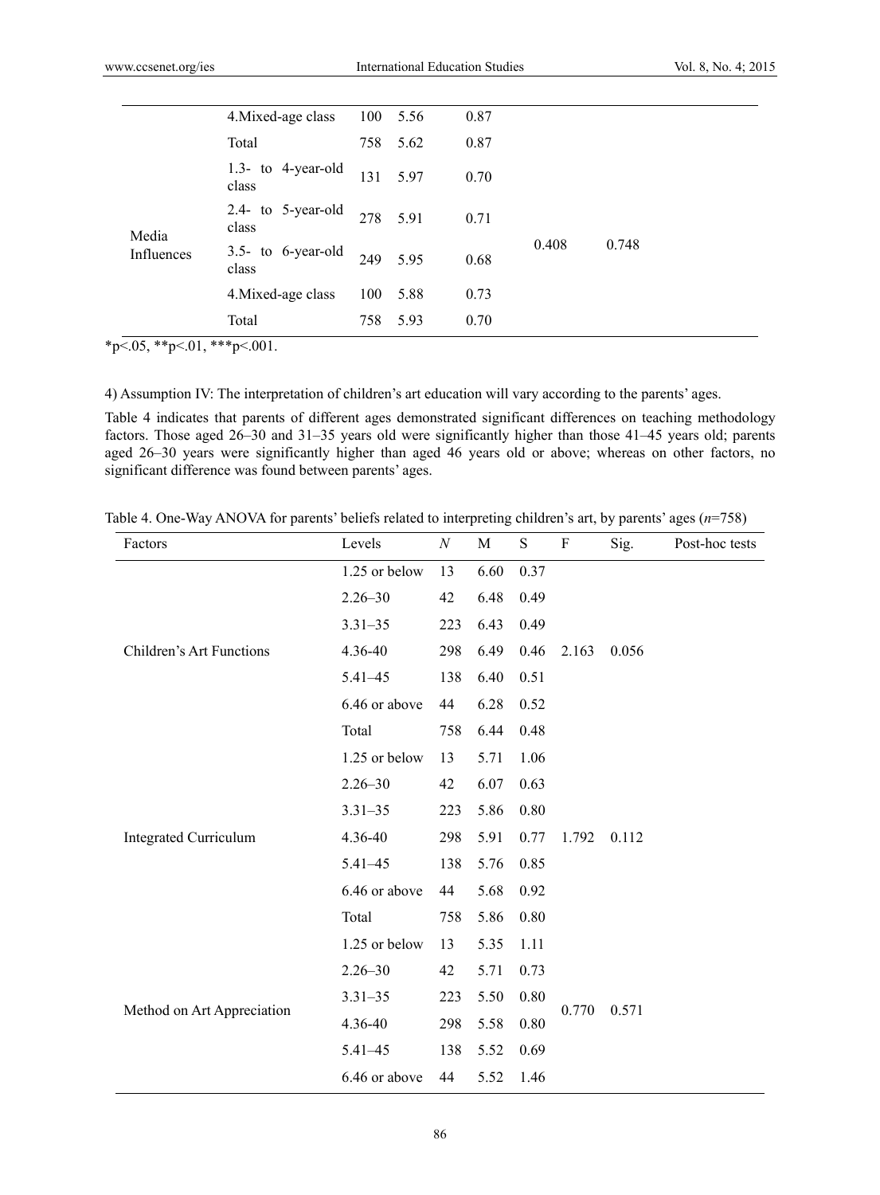| | Levels | N | M | S | F | Sig. |
|---|---|---|---|---|---|---|
| | 4.Mixed-age class | 100 | 5.56 | 0.87 | | |
| | Total | 758 | 5.62 | 0.87 | | |
| Media Influences | 1.3- to 4-year-old class | 131 | 5.97 | 0.70 | 0.408 | 0.748 |
| | 2.4- to 5-year-old class | 278 | 5.91 | 0.71 | | |
| | 3.5- to 6-year-old class | 249 | 5.95 | 0.68 | | |
| | 4.Mixed-age class | 100 | 5.88 | 0.73 | | |
| | Total | 758 | 5.93 | 0.70 | | |

*p<.05, **p<.01, ***p<.001.

4) Assumption IV: The interpretation of children's art education will vary according to the parents' ages.

Table 4 indicates that parents of different ages demonstrated significant differences on teaching methodology factors. Those aged 26–30 and 31–35 years old were significantly higher than those 41–45 years old; parents aged 26–30 years were significantly higher than aged 46 years old or above; whereas on other factors, no significant difference was found between parents' ages.

Table 4. One-Way ANOVA for parents' beliefs related to interpreting children's art, by parents' ages (*n*=758)

| Factors | Levels | *N* | M | S | F | Sig. | Post-hoc tests |
|---|---|---|---|---|---|---|---|
| Children's Art Functions | 1.25 or below | 13 | 6.60 | 0.37 | 2.163 | 0.056 | |
| | 2.26–30 | 42 | 6.48 | 0.49 | | | |
| | 3.31–35 | 223 | 6.43 | 0.49 | | | |
| | 4.36-40 | 298 | 6.49 | 0.46 | | | |
| | 5.41–45 | 138 | 6.40 | 0.51 | | | |
| | 6.46 or above | 44 | 6.28 | 0.52 | | | |
| | Total | 758 | 6.44 | 0.48 | | | |
| Integrated Curriculum | 1.25 or below | 13 | 5.71 | 1.06 | 1.792 | 0.112 | |
| | 2.26–30 | 42 | 6.07 | 0.63 | | | |
| | 3.31–35 | 223 | 5.86 | 0.80 | | | |
| | 4.36-40 | 298 | 5.91 | 0.77 | | | |
| | 5.41–45 | 138 | 5.76 | 0.85 | | | |
| | 6.46 or above | 44 | 5.68 | 0.92 | | | |
| | Total | 758 | 5.86 | 0.80 | | | |
| Method on Art Appreciation | 1.25 or below | 13 | 5.35 | 1.11 | 0.770 | 0.571 | |
| | 2.26–30 | 42 | 5.71 | 0.73 | | | |
| | 3.31–35 | 223 | 5.50 | 0.80 | | | |
| | 4.36-40 | 298 | 5.58 | 0.80 | | | |
| | 5.41–45 | 138 | 5.52 | 0.69 | | | |
| | 6.46 or above | 44 | 5.52 | 1.46 | | | |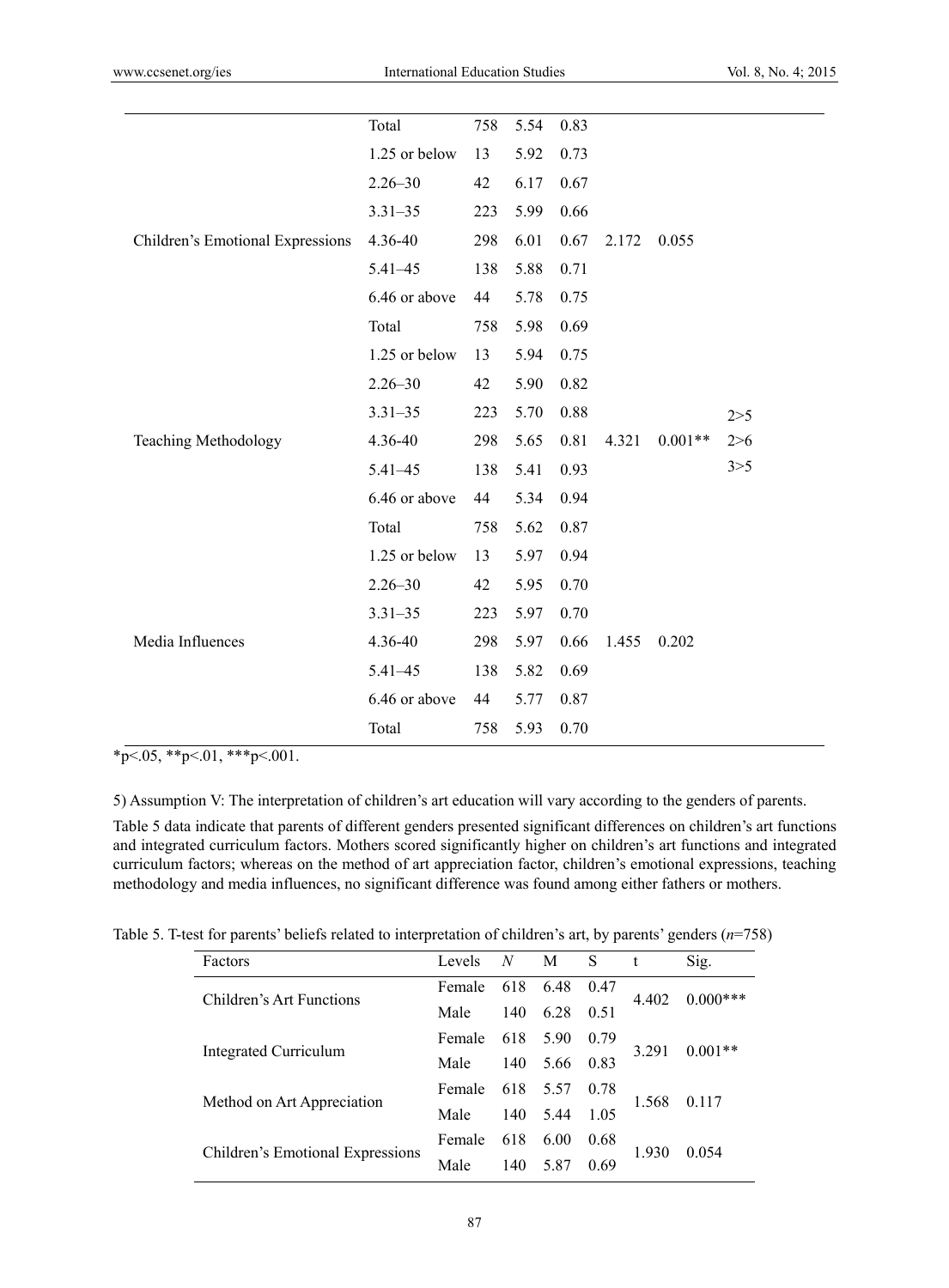| | | | | | | | |
|---|---|---|---|---|---|---|---|
| | Total | 758 | 5.54 | 0.83 | | | |
| Children's Emotional Expressions | 1.25 or below | 13 | 5.92 | 0.73 | 2.172 | 0.055 | |
| | 2.26–30 | 42 | 6.17 | 0.67 | | | |
| | 3.31–35 | 223 | 5.99 | 0.66 | | | |
| | 4.36-40 | 298 | 6.01 | 0.67 | | | |
| | 5.41–45 | 138 | 5.88 | 0.71 | | | |
| | 6.46 or above | 44 | 5.78 | 0.75 | | | |
| | Total | 758 | 5.98 | 0.69 | | | |
| Teaching Methodology | 1.25 or below | 13 | 5.94 | 0.75 | 4.321 | 0.001** | 2>5 2>6 3>5 |
| | 2.26–30 | 42 | 5.90 | 0.82 | | | |
| | 3.31–35 | 223 | 5.70 | 0.88 | | | |
| | 4.36-40 | 298 | 5.65 | 0.81 | | | |
| | 5.41–45 | 138 | 5.41 | 0.93 | | | |
| | 6.46 or above | 44 | 5.34 | 0.94 | | | |
| | Total | 758 | 5.62 | 0.87 | | | |
| Media Influences | 1.25 or below | 13 | 5.97 | 0.94 | 1.455 | 0.202 | |
| | 2.26–30 | 42 | 5.95 | 0.70 | | | |
| | 3.31–35 | 223 | 5.97 | 0.70 | | | |
| | 4.36-40 | 298 | 5.97 | 0.66 | | | |
| | 5.41–45 | 138 | 5.82 | 0.69 | | | |
| | 6.46 or above | 44 | 5.77 | 0.87 | | | |
| | Total | 758 | 5.93 | 0.70 | | | |

*p<.05, **p<.01, ***p<.001.

5) Assumption V: The interpretation of children's art education will vary according to the genders of parents.

Table 5 data indicate that parents of different genders presented significant differences on children's art functions and integrated curriculum factors. Mothers scored significantly higher on children's art functions and integrated curriculum factors; whereas on the method of art appreciation factor, children's emotional expressions, teaching methodology and media influences, no significant difference was found among either fathers or mothers.

Table 5. T-test for parents' beliefs related to interpretation of children's art, by parents' genders ($n$=758)

| Factors | Levels | $N$ | M | S | t | Sig. |
|---|---|---|---|---|---|---|
| Children's Art Functions | Female | 618 | 6.48 | 0.47 | 4.402 | 0.000*** |
| | Male | 140 | 6.28 | 0.51 | | |
| Integrated Curriculum | Female | 618 | 5.90 | 0.79 | 3.291 | 0.001** |
| | Male | 140 | 5.66 | 0.83 | | |
| Method on Art Appreciation | Female | 618 | 5.57 | 0.78 | 1.568 | 0.117 |
| | Male | 140 | 5.44 | 1.05 | | |
| Children's Emotional Expressions | Female | 618 | 6.00 | 0.68 | 1.930 | 0.054 |
| | Male | 140 | 5.87 | 0.69 | | |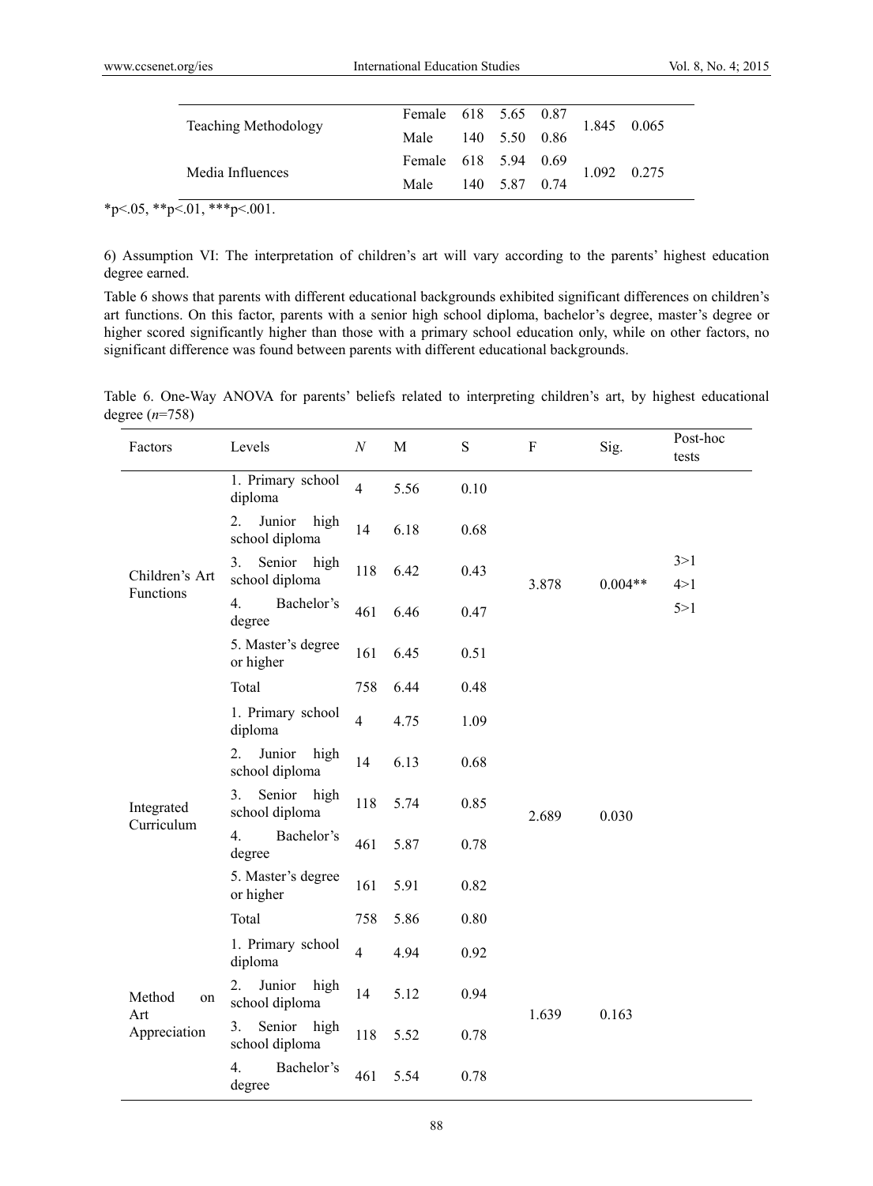| | | | | | | |
|---|---|---|---|---|---|---|
| Teaching Methodology | Female | 618 | 5.65 | 0.87 | 1.845 | 0.065 |
| | Male | 140 | 5.50 | 0.86 | | |
| Media Influences | Female | 618 | 5.94 | 0.69 | 1.092 | 0.275 |
| | Male | 140 | 5.87 | 0.74 | | |

*p<.05, **p<.01, ***p<.001.

6) Assumption VI: The interpretation of children's art will vary according to the parents' highest education degree earned.

Table 6 shows that parents with different educational backgrounds exhibited significant differences on children's art functions. On this factor, parents with a senior high school diploma, bachelor's degree, master's degree or higher scored significantly higher than those with a primary school education only, while on other factors, no significant difference was found between parents with different educational backgrounds.

Table 6. One-Way ANOVA for parents' beliefs related to interpreting children's art, by highest educational degree ($n$=758)

| Factors | Levels | $N$ | M | S | F | Sig. | Post-hoc tests |
|---|---|---|---|---|---|---|---|
| Children's Art Functions | 1. Primary school diploma | 4 | 5.56 | 0.10 | 3.878 | 0.004** | 3>1<br>4>1<br>5>1 |
| | 2. Junior high school diploma | 14 | 6.18 | 0.68 | | | |
| | 3. Senior high school diploma | 118 | 6.42 | 0.43 | | | |
| | 4. Bachelor's degree | 461 | 6.46 | 0.47 | | | |
| | 5. Master's degree or higher | 161 | 6.45 | 0.51 | | | |
| | Total | 758 | 6.44 | 0.48 | | | |
| Integrated Curriculum | 1. Primary school diploma | 4 | 4.75 | 1.09 | 2.689 | 0.030 | |
| | 2. Junior high school diploma | 14 | 6.13 | 0.68 | | | |
| | 3. Senior high school diploma | 118 | 5.74 | 0.85 | | | |
| | 4. Bachelor's degree | 461 | 5.87 | 0.78 | | | |
| | 5. Master's degree or higher | 161 | 5.91 | 0.82 | | | |
| | Total | 758 | 5.86 | 0.80 | | | |
| Method on Art Appreciation | 1. Primary school diploma | 4 | 4.94 | 0.92 | 1.639 | 0.163 | |
| | 2. Junior high school diploma | 14 | 5.12 | 0.94 | | | |
| | 3. Senior high school diploma | 118 | 5.52 | 0.78 | | | |
| | 4. Bachelor's degree | 461 | 5.54 | 0.78 | | | |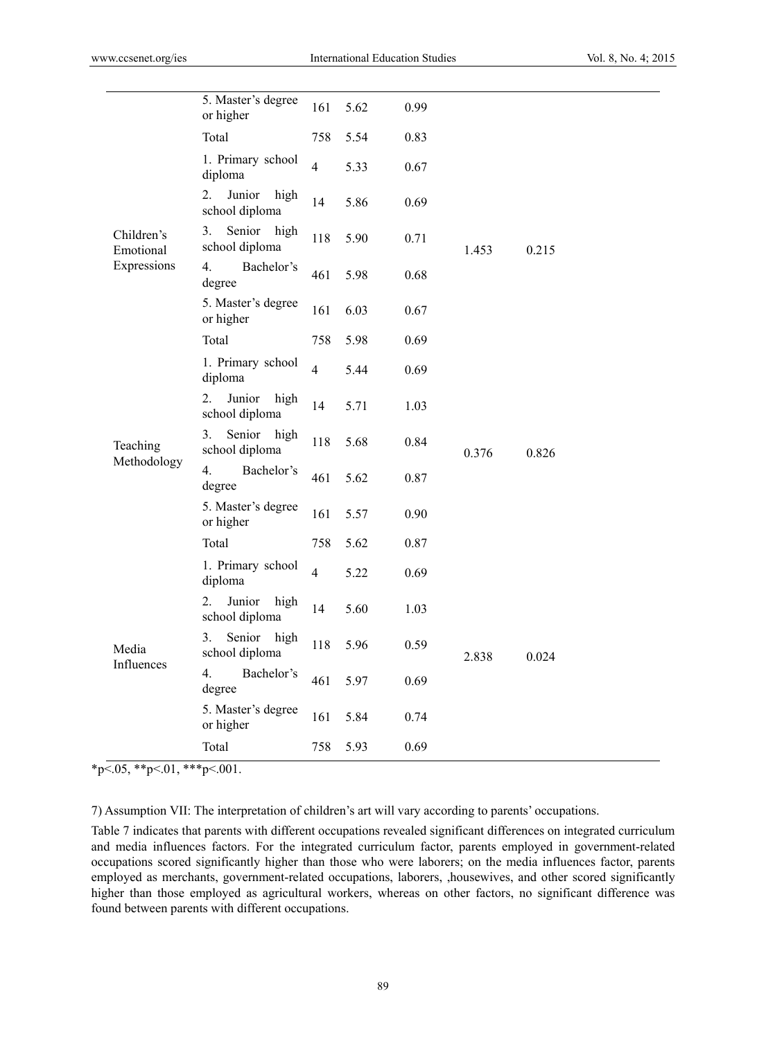|  |  |  |  |  |  |  |
|---|---|---|---|---|---|---|
|  | 5. Master's degree or higher | 161 | 5.62 | 0.99 |  |  |
|  | Total | 758 | 5.54 | 0.83 |  |  |
| Children's Emotional Expressions | 1. Primary school diploma | 4 | 5.33 | 0.67 | 1.453 | 0.215 |
|  | 2. Junior high school diploma | 14 | 5.86 | 0.69 |  |  |
|  | 3. Senior high school diploma | 118 | 5.90 | 0.71 |  |  |
|  | 4. Bachelor's degree | 461 | 5.98 | 0.68 |  |  |
|  | 5. Master's degree or higher | 161 | 6.03 | 0.67 |  |  |
|  | Total | 758 | 5.98 | 0.69 |  |  |
| Teaching Methodology | 1. Primary school diploma | 4 | 5.44 | 0.69 | 0.376 | 0.826 |
|  | 2. Junior high school diploma | 14 | 5.71 | 1.03 |  |  |
|  | 3. Senior high school diploma | 118 | 5.68 | 0.84 |  |  |
|  | 4. Bachelor's degree | 461 | 5.62 | 0.87 |  |  |
|  | 5. Master's degree or higher | 161 | 5.57 | 0.90 |  |  |
|  | Total | 758 | 5.62 | 0.87 |  |  |
| Media Influences | 1. Primary school diploma | 4 | 5.22 | 0.69 | 2.838 | 0.024 |
|  | 2. Junior high school diploma | 14 | 5.60 | 1.03 |  |  |
|  | 3. Senior high school diploma | 118 | 5.96 | 0.59 |  |  |
|  | 4. Bachelor's degree | 461 | 5.97 | 0.69 |  |  |
|  | 5. Master's degree or higher | 161 | 5.84 | 0.74 |  |  |
|  | Total | 758 | 5.93 | 0.69 |  |  |

*$p<.05$, **$p<.01$, ***$p<.001$.

7) Assumption VII: The interpretation of children's art will vary according to parents' occupations.

Table 7 indicates that parents with different occupations revealed significant differences on integrated curriculum and media influences factors. For the integrated curriculum factor, parents employed in government-related occupations scored significantly higher than those who were laborers; on the media influences factor, parents employed as merchants, government-related occupations, laborers, ,housewives, and other scored significantly higher than those employed as agricultural workers, whereas on other factors, no significant difference was found between parents with different occupations.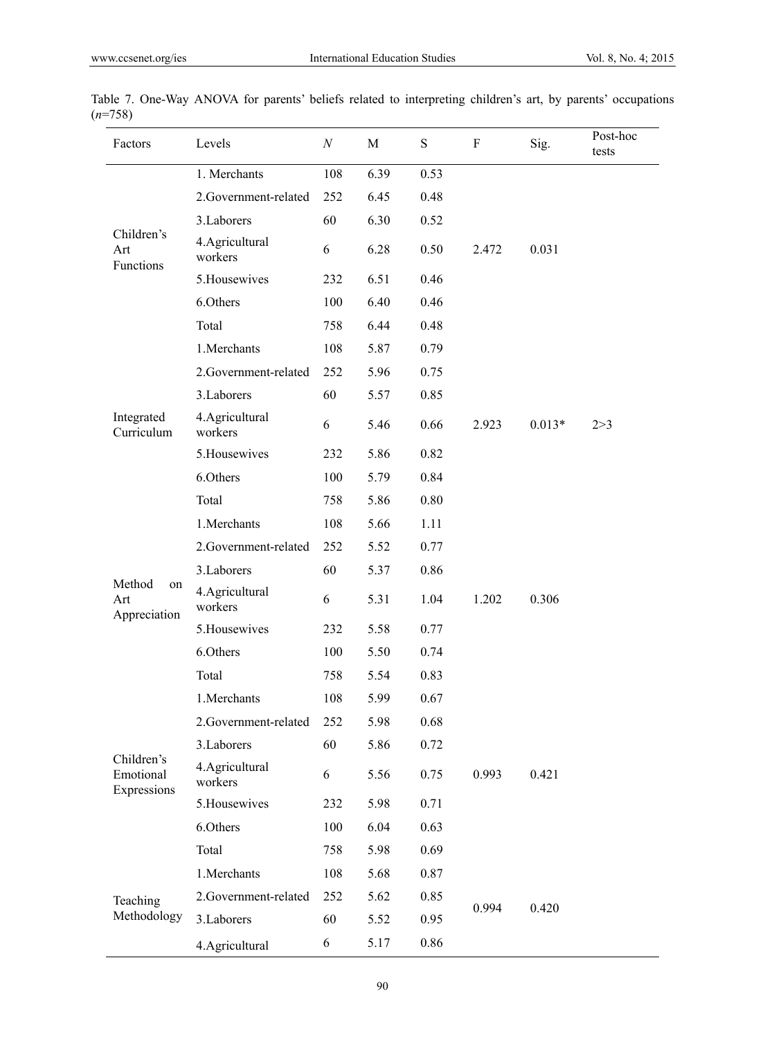Table 7. One-Way ANOVA for parents' beliefs related to interpreting children's art, by parents' occupations (*n*=758)

| Factors | Levels | *N* | M | S | F | Sig. | Post-hoc tests |
|---|---|---|---|---|---|---|---|
| Children's Art Functions | 1. Merchants | 108 | 6.39 | 0.53 | 2.472 | 0.031 | |
| | 2.Government-related | 252 | 6.45 | 0.48 | | | |
| | 3.Laborers | 60 | 6.30 | 0.52 | | | |
| | 4.Agricultural workers | 6 | 6.28 | 0.50 | | | |
| | 5.Housewives | 232 | 6.51 | 0.46 | | | |
| | 6.Others | 100 | 6.40 | 0.46 | | | |
| | Total | 758 | 6.44 | 0.48 | | | |
| Integrated Curriculum | 1.Merchants | 108 | 5.87 | 0.79 | 2.923 | 0.013* | 2>3 |
| | 2.Government-related | 252 | 5.96 | 0.75 | | | |
| | 3.Laborers | 60 | 5.57 | 0.85 | | | |
| | 4.Agricultural workers | 6 | 5.46 | 0.66 | | | |
| | 5.Housewives | 232 | 5.86 | 0.82 | | | |
| | 6.Others | 100 | 5.79 | 0.84 | | | |
| | Total | 758 | 5.86 | 0.80 | | | |
| Method on Art Appreciation | 1.Merchants | 108 | 5.66 | 1.11 | 1.202 | 0.306 | |
| | 2.Government-related | 252 | 5.52 | 0.77 | | | |
| | 3.Laborers | 60 | 5.37 | 0.86 | | | |
| | 4.Agricultural workers | 6 | 5.31 | 1.04 | | | |
| | 5.Housewives | 232 | 5.58 | 0.77 | | | |
| | 6.Others | 100 | 5.50 | 0.74 | | | |
| | Total | 758 | 5.54 | 0.83 | | | |
| Children's Emotional Expressions | 1.Merchants | 108 | 5.99 | 0.67 | 0.993 | 0.421 | |
| | 2.Government-related | 252 | 5.98 | 0.68 | | | |
| | 3.Laborers | 60 | 5.86 | 0.72 | | | |
| | 4.Agricultural workers | 6 | 5.56 | 0.75 | | | |
| | 5.Housewives | 232 | 5.98 | 0.71 | | | |
| | 6.Others | 100 | 6.04 | 0.63 | | | |
| | Total | 758 | 5.98 | 0.69 | | | |
| Teaching Methodology | 1.Merchants | 108 | 5.68 | 0.87 | 0.994 | 0.420 | |
| | 2.Government-related | 252 | 5.62 | 0.85 | | | |
| | 3.Laborers | 60 | 5.52 | 0.95 | | | |
| | 4.Agricultural | 6 | 5.17 | 0.86 | | | |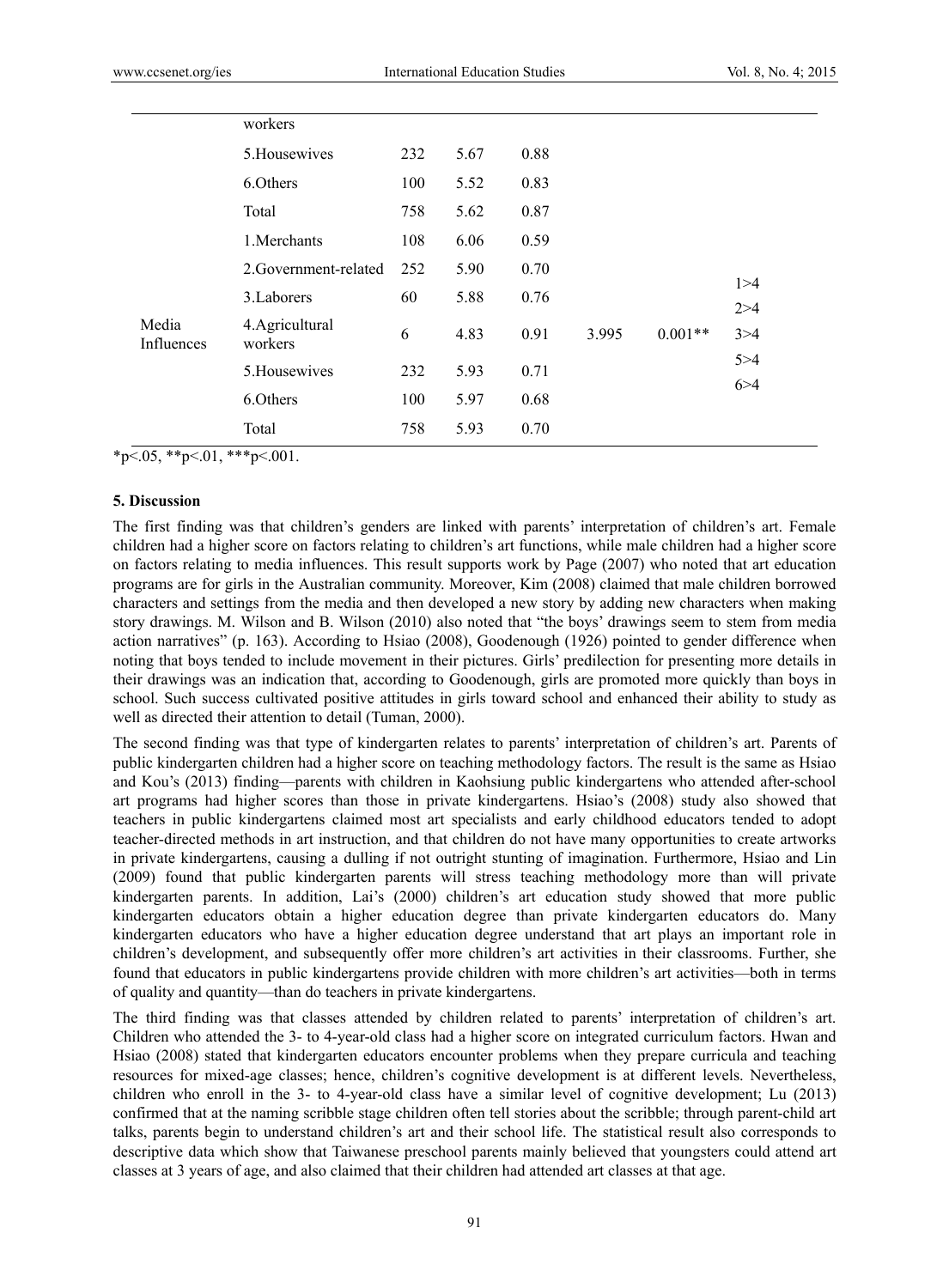| | | | | | | | |
|---|---|---|---|---|---|---|---|
| | workers | | | | | | |
| | 5.Housewives | 232 | 5.67 | 0.88 | | | |
| | 6.Others | 100 | 5.52 | 0.83 | | | |
| | Total | 758 | 5.62 | 0.87 | | | |
| Media Influences | 1.Merchants | 108 | 6.06 | 0.59 | 3.995 | 0.001** | 1>4 2>4 3>4 5>4 6>4 |
| | 2.Government-related | 252 | 5.90 | 0.70 | | | |
| | 3.Laborers | 60 | 5.88 | 0.76 | | | |
| | 4.Agricultural workers | 6 | 4.83 | 0.91 | | | |
| | 5.Housewives | 232 | 5.93 | 0.71 | | | |
| | 6.Others | 100 | 5.97 | 0.68 | | | |
| | Total | 758 | 5.93 | 0.70 | | | |

*p<.05, **p<.01, ***p<.001.

## 5. Discussion

The first finding was that children's genders are linked with parents' interpretation of children's art. Female children had a higher score on factors relating to children's art functions, while male children had a higher score on factors relating to media influences. This result supports work by Page (2007) who noted that art education programs are for girls in the Australian community. Moreover, Kim (2008) claimed that male children borrowed characters and settings from the media and then developed a new story by adding new characters when making story drawings. M. Wilson and B. Wilson (2010) also noted that "the boys' drawings seem to stem from media action narratives" (p. 163). According to Hsiao (2008), Goodenough (1926) pointed to gender difference when noting that boys tended to include movement in their pictures. Girls' predilection for presenting more details in their drawings was an indication that, according to Goodenough, girls are promoted more quickly than boys in school. Such success cultivated positive attitudes in girls toward school and enhanced their ability to study as well as directed their attention to detail (Tuman, 2000).

The second finding was that type of kindergarten relates to parents' interpretation of children's art. Parents of public kindergarten children had a higher score on teaching methodology factors. The result is the same as Hsiao and Kou's (2013) finding—parents with children in Kaohsiung public kindergartens who attended after-school art programs had higher scores than those in private kindergartens. Hsiao's (2008) study also showed that teachers in public kindergartens claimed most art specialists and early childhood educators tended to adopt teacher-directed methods in art instruction, and that children do not have many opportunities to create artworks in private kindergartens, causing a dulling if not outright stunting of imagination. Furthermore, Hsiao and Lin (2009) found that public kindergarten parents will stress teaching methodology more than will private kindergarten parents. In addition, Lai's (2000) children's art education study showed that more public kindergarten educators obtain a higher education degree than private kindergarten educators do. Many kindergarten educators who have a higher education degree understand that art plays an important role in children's development, and subsequently offer more children's art activities in their classrooms. Further, she found that educators in public kindergartens provide children with more children's art activities—both in terms of quality and quantity—than do teachers in private kindergartens.

The third finding was that classes attended by children related to parents' interpretation of children's art. Children who attended the 3- to 4-year-old class had a higher score on integrated curriculum factors. Hwan and Hsiao (2008) stated that kindergarten educators encounter problems when they prepare curricula and teaching resources for mixed-age classes; hence, children's cognitive development is at different levels. Nevertheless, children who enroll in the 3- to 4-year-old class have a similar level of cognitive development; Lu (2013) confirmed that at the naming scribble stage children often tell stories about the scribble; through parent-child art talks, parents begin to understand children's art and their school life. The statistical result also corresponds to descriptive data which show that Taiwanese preschool parents mainly believed that youngsters could attend art classes at 3 years of age, and also claimed that their children had attended art classes at that age.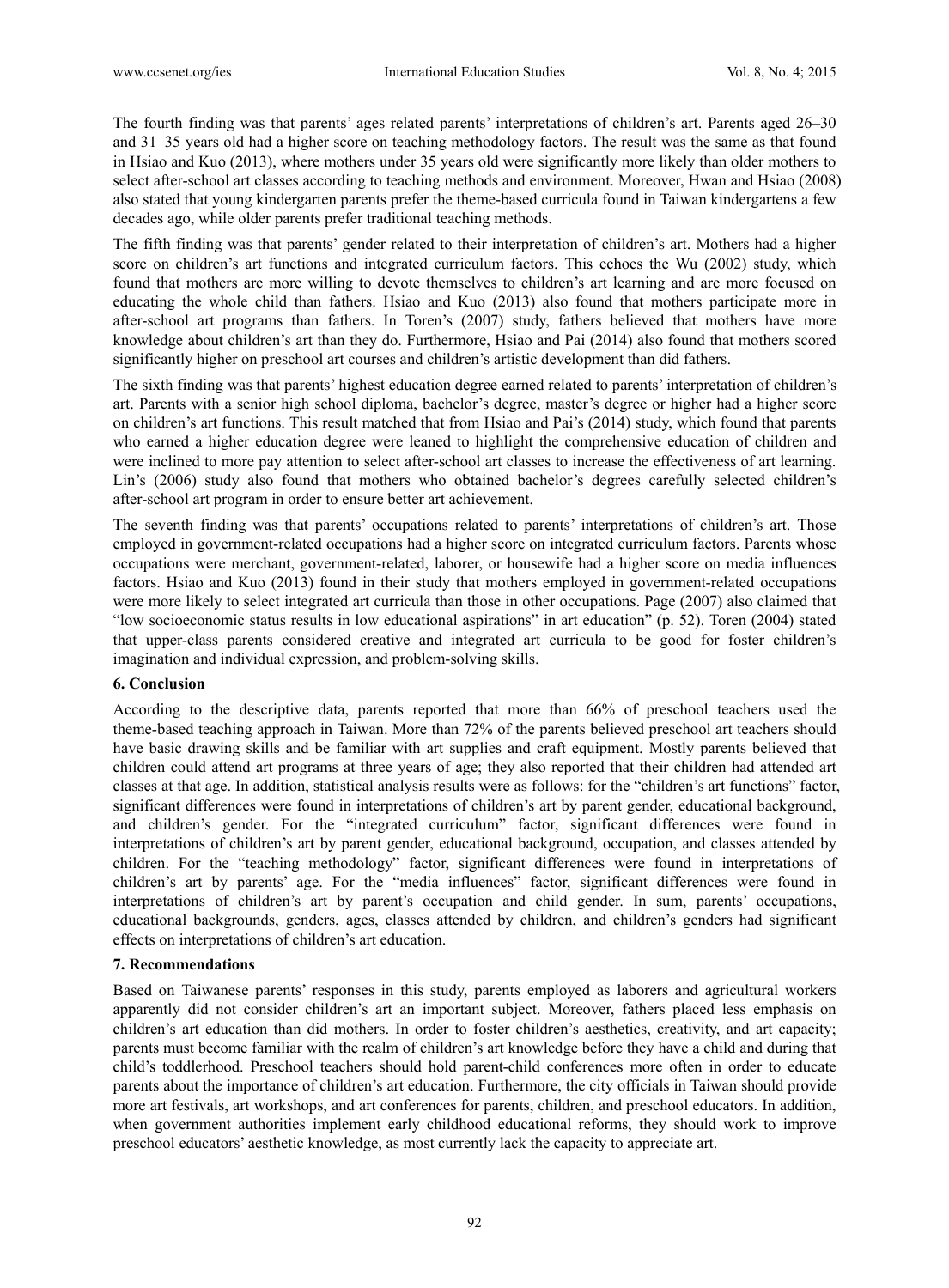The fourth finding was that parents' ages related parents' interpretations of children's art. Parents aged 26–30 and 31–35 years old had a higher score on teaching methodology factors. The result was the same as that found in Hsiao and Kuo (2013), where mothers under 35 years old were significantly more likely than older mothers to select after-school art classes according to teaching methods and environment. Moreover, Hwan and Hsiao (2008) also stated that young kindergarten parents prefer the theme-based curricula found in Taiwan kindergartens a few decades ago, while older parents prefer traditional teaching methods.

The fifth finding was that parents' gender related to their interpretation of children's art. Mothers had a higher score on children's art functions and integrated curriculum factors. This echoes the Wu (2002) study, which found that mothers are more willing to devote themselves to children's art learning and are more focused on educating the whole child than fathers. Hsiao and Kuo (2013) also found that mothers participate more in after-school art programs than fathers. In Toren's (2007) study, fathers believed that mothers have more knowledge about children's art than they do. Furthermore, Hsiao and Pai (2014) also found that mothers scored significantly higher on preschool art courses and children's artistic development than did fathers.

The sixth finding was that parents' highest education degree earned related to parents' interpretation of children's art. Parents with a senior high school diploma, bachelor's degree, master's degree or higher had a higher score on children's art functions. This result matched that from Hsiao and Pai's (2014) study, which found that parents who earned a higher education degree were leaned to highlight the comprehensive education of children and were inclined to more pay attention to select after-school art classes to increase the effectiveness of art learning. Lin's (2006) study also found that mothers who obtained bachelor's degrees carefully selected children's after-school art program in order to ensure better art achievement.

The seventh finding was that parents' occupations related to parents' interpretations of children's art. Those employed in government-related occupations had a higher score on integrated curriculum factors. Parents whose occupations were merchant, government-related, laborer, or housewife had a higher score on media influences factors. Hsiao and Kuo (2013) found in their study that mothers employed in government-related occupations were more likely to select integrated art curricula than those in other occupations. Page (2007) also claimed that "low socioeconomic status results in low educational aspirations" in art education" (p. 52). Toren (2004) stated that upper-class parents considered creative and integrated art curricula to be good for foster children's imagination and individual expression, and problem-solving skills.

## 6. Conclusion

According to the descriptive data, parents reported that more than 66% of preschool teachers used the theme-based teaching approach in Taiwan. More than 72% of the parents believed preschool art teachers should have basic drawing skills and be familiar with art supplies and craft equipment. Mostly parents believed that children could attend art programs at three years of age; they also reported that their children had attended art classes at that age. In addition, statistical analysis results were as follows: for the "children's art functions" factor, significant differences were found in interpretations of children's art by parent gender, educational background, and children's gender. For the "integrated curriculum" factor, significant differences were found in interpretations of children's art by parent gender, educational background, occupation, and classes attended by children. For the "teaching methodology" factor, significant differences were found in interpretations of children's art by parents' age. For the "media influences" factor, significant differences were found in interpretations of children's art by parent's occupation and child gender. In sum, parents' occupations, educational backgrounds, genders, ages, classes attended by children, and children's genders had significant effects on interpretations of children's art education.

## 7. Recommendations

Based on Taiwanese parents' responses in this study, parents employed as laborers and agricultural workers apparently did not consider children's art an important subject. Moreover, fathers placed less emphasis on children's art education than did mothers. In order to foster children's aesthetics, creativity, and art capacity; parents must become familiar with the realm of children's art knowledge before they have a child and during that child's toddlerhood. Preschool teachers should hold parent-child conferences more often in order to educate parents about the importance of children's art education. Furthermore, the city officials in Taiwan should provide more art festivals, art workshops, and art conferences for parents, children, and preschool educators. In addition, when government authorities implement early childhood educational reforms, they should work to improve preschool educators' aesthetic knowledge, as most currently lack the capacity to appreciate art.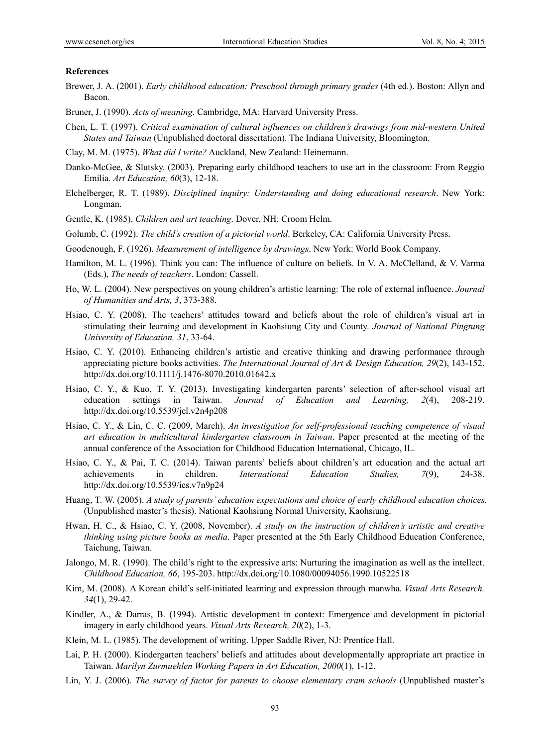**References**

Brewer, J. A. (2001). *Early childhood education: Preschool through primary grades* (4th ed.). Boston: Allyn and Bacon.

Bruner, J. (1990). *Acts of meaning*. Cambridge, MA: Harvard University Press.

Chen, L. T. (1997). *Critical examination of cultural influences on children's drawings from mid-western United States and Taiwan* (Unpublished doctoral dissertation). The Indiana University, Bloomington.

Clay, M. M. (1975). *What did I write?* Auckland, New Zealand: Heinemann.

Danko-McGee, & Slutsky. (2003). Preparing early childhood teachers to use art in the classroom: From Reggio Emilia. *Art Education, 60*(3), 12-18.

Elchelberger, R. T. (1989). *Disciplined inquiry: Understanding and doing educational research*. New York: Longman.

Gentle, K. (1985). *Children and art teaching*. Dover, NH: Croom Helm.

Golumb, C. (1992). *The child's creation of a pictorial world*. Berkeley, CA: California University Press.

Goodenough, F. (1926). *Measurement of intelligence by drawings*. New York: World Book Company.

Hamilton, M. L. (1996). Think you can: The influence of culture on beliefs. In V. A. McClelland, & V. Varma (Eds.), *The needs of teachers*. London: Cassell.

Ho, W. L. (2004). New perspectives on young children's artistic learning: The role of external influence. *Journal of Humanities and Arts, 3*, 373-388.

Hsiao, C. Y. (2008). The teachers' attitudes toward and beliefs about the role of children's visual art in stimulating their learning and development in Kaohsiung City and County. *Journal of National Pingtung University of Education, 31*, 33-64.

Hsiao, C. Y. (2010). Enhancing children's artistic and creative thinking and drawing performance through appreciating picture books activities. *The International Journal of Art & Design Education, 29*(2), 143-152. http://dx.doi.org/10.1111/j.1476-8070.2010.01642.x

Hsiao, C. Y., & Kuo, T. Y. (2013). Investigating kindergarten parents' selection of after-school visual art education settings in Taiwan. *Journal of Education and Learning, 2*(4), 208-219. http://dx.doi.org/10.5539/jel.v2n4p208

Hsiao, C. Y., & Lin, C. C. (2009, March). *An investigation for self-professional teaching competence of visual art education in multicultural kindergarten classroom in Taiwan*. Paper presented at the meeting of the annual conference of the Association for Childhood Education International, Chicago, IL.

Hsiao, C. Y., & Pai, T. C. (2014). Taiwan parents' beliefs about children's art education and the actual art achievements in children. *International Education Studies, 7*(9), 24-38. http://dx.doi.org/10.5539/ies.v7n9p24

Huang, T. W. (2005). *A study of parents' education expectations and choice of early childhood education choices*. (Unpublished master's thesis). National Kaohsiung Normal University, Kaohsiung.

Hwan, H. C., & Hsiao, C. Y. (2008, November). *A study on the instruction of children's artistic and creative thinking using picture books as media*. Paper presented at the 5th Early Childhood Education Conference, Taichung, Taiwan.

Jalongo, M. R. (1990). The child's right to the expressive arts: Nurturing the imagination as well as the intellect. *Childhood Education, 66*, 195-203. http://dx.doi.org/10.1080/00094056.1990.10522518

Kim, M. (2008). A Korean child's self-initiated learning and expression through manwha. *Visual Arts Research, 34*(1), 29-42.

Kindler, A., & Darras, B. (1994). Artistic development in context: Emergence and development in pictorial imagery in early childhood years. *Visual Arts Research, 20*(2), 1-3.

Klein, M. L. (1985). The development of writing. Upper Saddle River, NJ: Prentice Hall.

Lai, P. H. (2000). Kindergarten teachers' beliefs and attitudes about developmentally appropriate art practice in Taiwan. *Marilyn Zurmuehlen Working Papers in Art Education, 2000*(1), 1-12.

Lin, Y. J. (2006). *The survey of factor for parents to choose elementary cram schools* (Unpublished master's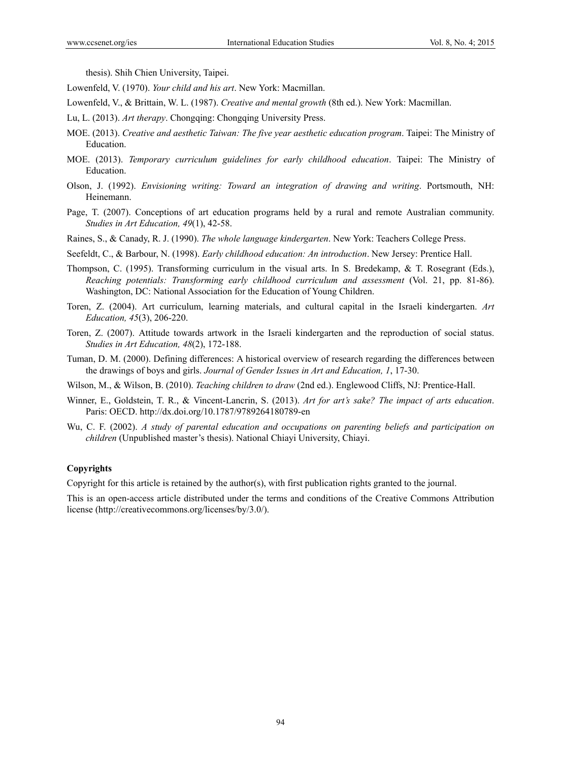thesis). Shih Chien University, Taipei.

Lowenfeld, V. (1970). *Your child and his art*. New York: Macmillan.

Lowenfeld, V., & Brittain, W. L. (1987). *Creative and mental growth* (8th ed.). New York: Macmillan.

Lu, L. (2013). *Art therapy*. Chongqing: Chongqing University Press.

MOE. (2013). *Creative and aesthetic Taiwan: The five year aesthetic education program*. Taipei: The Ministry of Education.

MOE. (2013). *Temporary curriculum guidelines for early childhood education*. Taipei: The Ministry of Education.

Olson, J. (1992). *Envisioning writing: Toward an integration of drawing and writing*. Portsmouth, NH: Heinemann.

Page, T. (2007). Conceptions of art education programs held by a rural and remote Australian community. *Studies in Art Education, 49*(1), 42-58.

Raines, S., & Canady, R. J. (1990). *The whole language kindergarten*. New York: Teachers College Press.

Seefeldt, C., & Barbour, N. (1998). *Early childhood education: An introduction*. New Jersey: Prentice Hall.

Thompson, C. (1995). Transforming curriculum in the visual arts. In S. Bredekamp, & T. Rosegrant (Eds.), *Reaching potentials: Transforming early childhood curriculum and assessment* (Vol. 21, pp. 81-86). Washington, DC: National Association for the Education of Young Children.

Toren, Z. (2004). Art curriculum, learning materials, and cultural capital in the Israeli kindergarten. *Art Education, 45*(3), 206-220.

Toren, Z. (2007). Attitude towards artwork in the Israeli kindergarten and the reproduction of social status. *Studies in Art Education, 48*(2), 172-188.

Tuman, D. M. (2000). Defining differences: A historical overview of research regarding the differences between the drawings of boys and girls. *Journal of Gender Issues in Art and Education, 1*, 17-30.

Wilson, M., & Wilson, B. (2010). *Teaching children to draw* (2nd ed.). Englewood Cliffs, NJ: Prentice-Hall.

Winner, E., Goldstein, T. R., & Vincent-Lancrin, S. (2013). *Art for art's sake? The impact of arts education*. Paris: OECD. http://dx.doi.org/10.1787/9789264180789-en

Wu, C. F. (2002). *A study of parental education and occupations on parenting beliefs and participation on children* (Unpublished master's thesis). National Chiayi University, Chiayi.

**Copyrights**

Copyright for this article is retained by the author(s), with first publication rights granted to the journal.

This is an open-access article distributed under the terms and conditions of the Creative Commons Attribution license (http://creativecommons.org/licenses/by/3.0/).